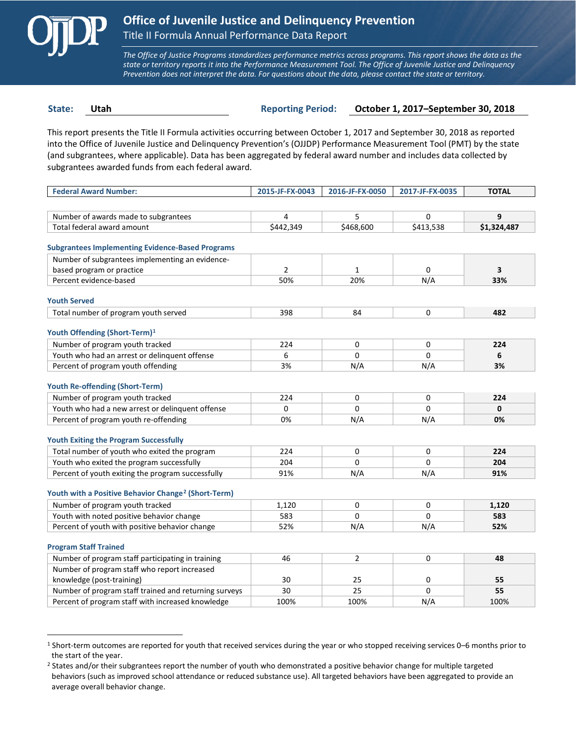# Office of Juvenile Justice and Delinquency Prevention

## Title II Formula Annual Performance Data Report

*The Office of Justice Programs standardizes performance metrics across programs. This report shows the data as the state or territory reports it into the Performance Measurement Tool. The Office of Juvenile Justice and Delinquency Prevention does not interpret the data. For questions about the data, please contact the state or territory.*

**State:** Utah **Reporting Period:** October 1, 2017–September 30, 2018

This report presents the Title II Formula activities occurring between October 1, 2017 and September 30, 2018 as reported into the Office of Juvenile Justice and Delinquency Prevention's (OJJDP) Performance Measurement Tool (PMT) by the state (and subgrantees, where applicable). Data has been aggregated by federal award number and includes data collected by subgrantees awarded funds from each federal award.

| Federal Award Number: | 2015-JF-FX-0043 | 2016-JF-FX-0050 | 2017-JF-FX-0035 | TOTAL |
|---|---|---|---|---|
| Number of awards made to subgrantees | 4 | 5 | 0 | **9** |
| Total federal award amount | $442,349 | $468,600 | $413,538 | **$1,324,487** |
| **Subgrantees Implementing Evidence-Based Programs** | | | | |
| Number of subgrantees implementing an evidence-based program or practice | 2 | 1 | 0 | **3** |
| Percent evidence-based | 50% | 20% | N/A | **33%** |
| **Youth Served** | | | | |
| Total number of program youth served | 398 | 84 | 0 | **482** |
| **Youth Offending (Short-Term)[1]** | | | | |
| Number of program youth tracked | 224 | 0 | 0 | **224** |
| Youth who had an arrest or delinquent offense | 6 | 0 | 0 | **6** |
| Percent of program youth offending | 3% | N/A | N/A | **3%** |
| **Youth Re-offending (Short-Term)** | | | | |
| Number of program youth tracked | 224 | 0 | 0 | **224** |
| Youth who had a new arrest or delinquent offense | 0 | 0 | 0 | **0** |
| Percent of program youth re-offending | 0% | N/A | N/A | **0%** |
| **Youth Exiting the Program Successfully** | | | | |
| Total number of youth who exited the program | 224 | 0 | 0 | **224** |
| Youth who exited the program successfully | 204 | 0 | 0 | **204** |
| Percent of youth exiting the program successfully | 91% | N/A | N/A | **91%** |
| **Youth with a Positive Behavior Change[2] (Short-Term)** | | | | |
| Number of program youth tracked | 1,120 | 0 | 0 | **1,120** |
| Youth with noted positive behavior change | 583 | 0 | 0 | **583** |
| Percent of youth with positive behavior change | 52% | N/A | N/A | **52%** |
| **Program Staff Trained** | | | | |
| Number of program staff participating in training | 46 | 2 | 0 | **48** |
| Number of program staff who report increased knowledge (post-training) | 30 | 25 | 0 | **55** |
| Number of program staff trained and returning surveys | 30 | 25 | 0 | **55** |
| Percent of program staff with increased knowledge | 100% | 100% | N/A | 100% |

[1] Short-term outcomes are reported for youth that received services during the year or who stopped receiving services 0–6 months prior to the start of the year.

[2] States and/or their subgrantees report the number of youth who demonstrated a positive behavior change for multiple targeted behaviors (such as improved school attendance or reduced substance use). All targeted behaviors have been aggregated to provide an average overall behavior change.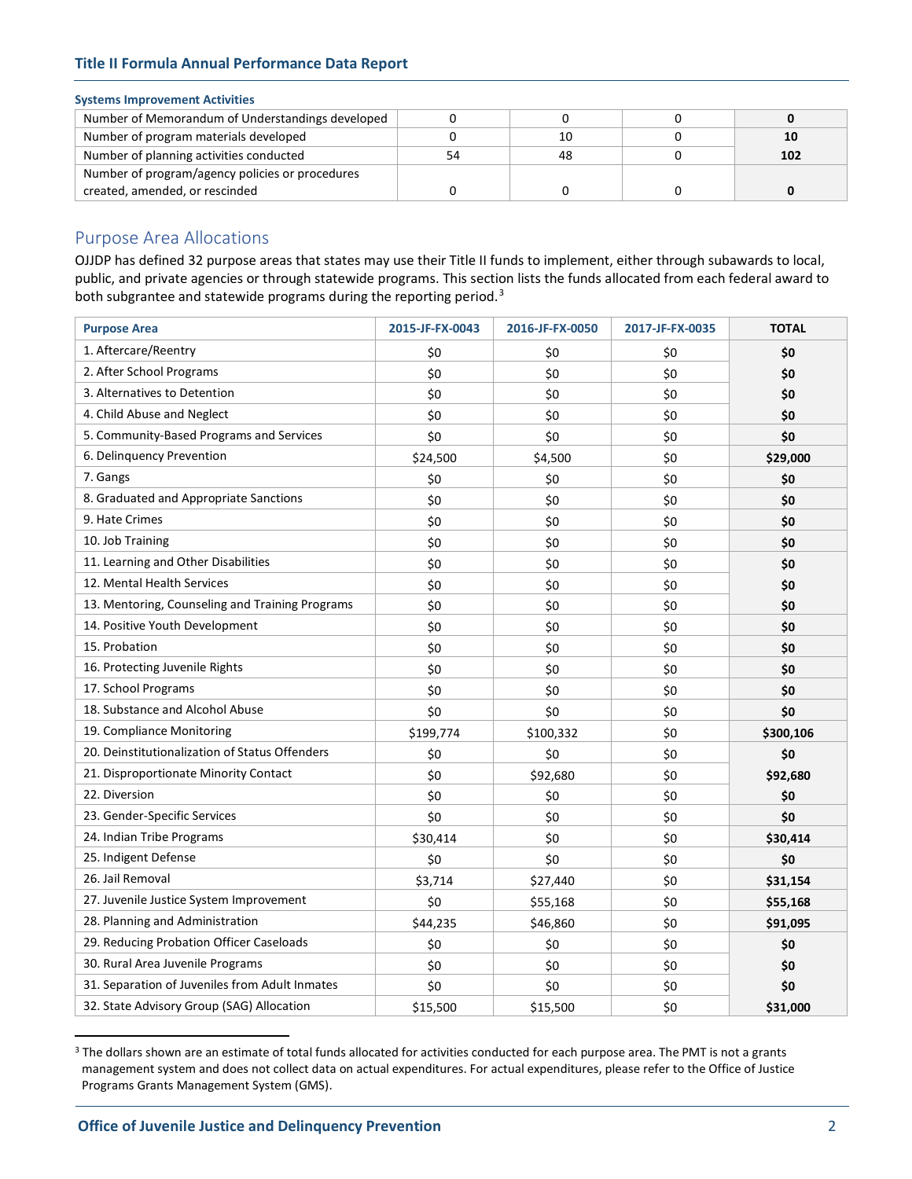**Systems Improvement Activities**

| | | | | |
|---|---|---|---|---|
| Number of Memorandum of Understandings developed | 0 | 0 | 0 | **0** |
| Number of program materials developed | 0 | 10 | 0 | **10** |
| Number of planning activities conducted | 54 | 48 | 0 | **102** |
| Number of program/agency policies or procedures created, amended, or rescinded | 0 | 0 | 0 | **0** |

## Purpose Area Allocations

OJJDP has defined 32 purpose areas that states may use their Title II funds to implement, either through subawards to local, public, and private agencies or through statewide programs. This section lists the funds allocated from each federal award to both subgrantee and statewide programs during the reporting period.[3]

| Purpose Area | 2015-JF-FX-0043 | 2016-JF-FX-0050 | 2017-JF-FX-0035 | TOTAL |
|---|---|---|---|---|
| 1. Aftercare/Reentry | $0 | $0 | $0 | **$0** |
| 2. After School Programs | $0 | $0 | $0 | **$0** |
| 3. Alternatives to Detention | $0 | $0 | $0 | **$0** |
| 4. Child Abuse and Neglect | $0 | $0 | $0 | **$0** |
| 5. Community-Based Programs and Services | $0 | $0 | $0 | **$0** |
| 6. Delinquency Prevention | $24,500 | $4,500 | $0 | **$29,000** |
| 7. Gangs | $0 | $0 | $0 | **$0** |
| 8. Graduated and Appropriate Sanctions | $0 | $0 | $0 | **$0** |
| 9. Hate Crimes | $0 | $0 | $0 | **$0** |
| 10. Job Training | $0 | $0 | $0 | **$0** |
| 11. Learning and Other Disabilities | $0 | $0 | $0 | **$0** |
| 12. Mental Health Services | $0 | $0 | $0 | **$0** |
| 13. Mentoring, Counseling and Training Programs | $0 | $0 | $0 | **$0** |
| 14. Positive Youth Development | $0 | $0 | $0 | **$0** |
| 15. Probation | $0 | $0 | $0 | **$0** |
| 16. Protecting Juvenile Rights | $0 | $0 | $0 | **$0** |
| 17. School Programs | $0 | $0 | $0 | **$0** |
| 18. Substance and Alcohol Abuse | $0 | $0 | $0 | **$0** |
| 19. Compliance Monitoring | $199,774 | $100,332 | $0 | **$300,106** |
| 20. Deinstitutionalization of Status Offenders | $0 | $0 | $0 | **$0** |
| 21. Disproportionate Minority Contact | $0 | $92,680 | $0 | **$92,680** |
| 22. Diversion | $0 | $0 | $0 | **$0** |
| 23. Gender-Specific Services | $0 | $0 | $0 | **$0** |
| 24. Indian Tribe Programs | $30,414 | $0 | $0 | **$30,414** |
| 25. Indigent Defense | $0 | $0 | $0 | **$0** |
| 26. Jail Removal | $3,714 | $27,440 | $0 | **$31,154** |
| 27. Juvenile Justice System Improvement | $0 | $55,168 | $0 | **$55,168** |
| 28. Planning and Administration | $44,235 | $46,860 | $0 | **$91,095** |
| 29. Reducing Probation Officer Caseloads | $0 | $0 | $0 | **$0** |
| 30. Rural Area Juvenile Programs | $0 | $0 | $0 | **$0** |
| 31. Separation of Juveniles from Adult Inmates | $0 | $0 | $0 | **$0** |
| 32. State Advisory Group (SAG) Allocation | $15,500 | $15,500 | $0 | **$31,000** |

[3] The dollars shown are an estimate of total funds allocated for activities conducted for each purpose area. The PMT is not a grants management system and does not collect data on actual expenditures. For actual expenditures, please refer to the Office of Justice Programs Grants Management System (GMS).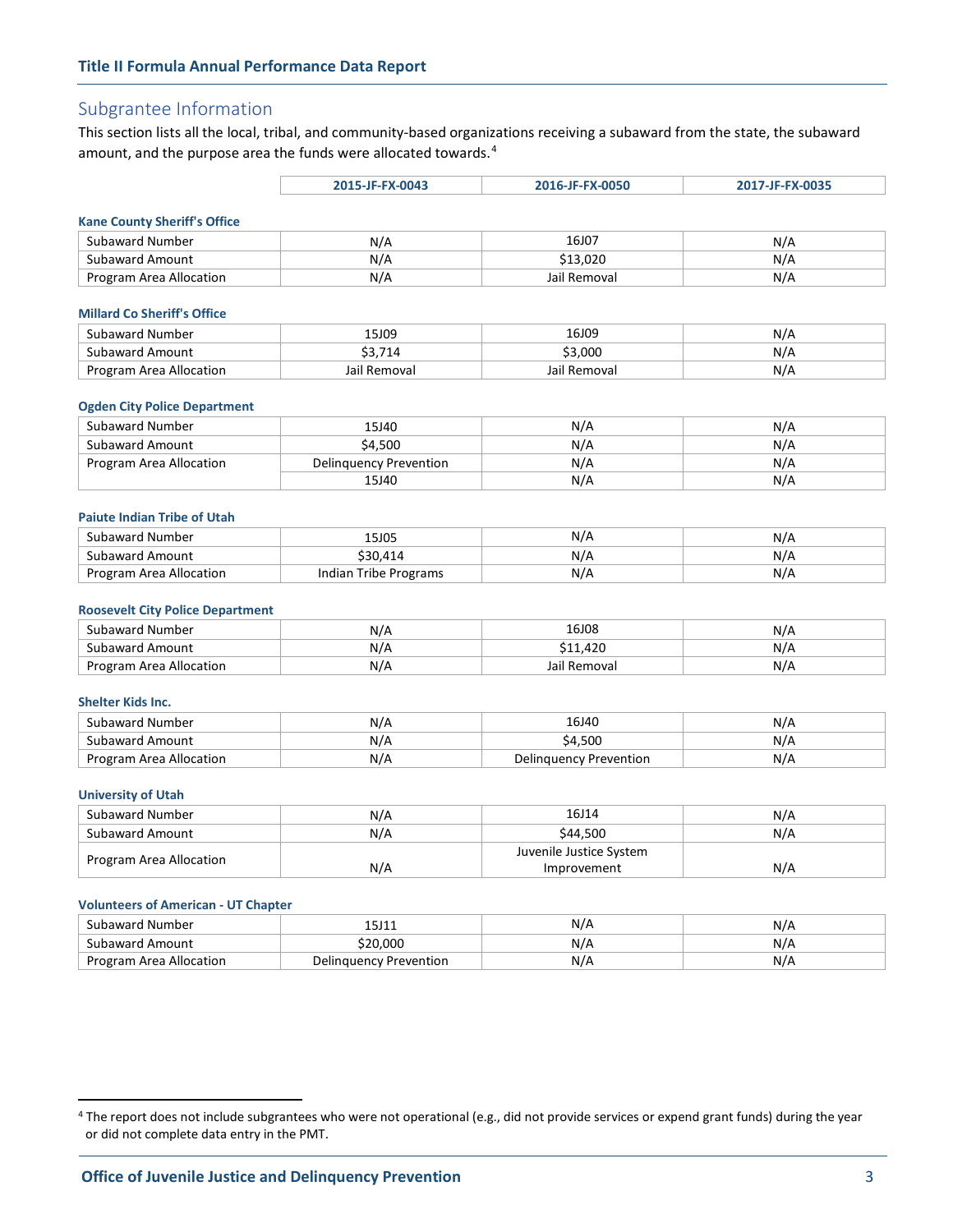## Subgrantee Information

This section lists all the local, tribal, and community-based organizations receiving a subaward from the state, the subaward amount, and the purpose area the funds were allocated towards.[4]

| | 2015-JF-FX-0043 | 2016-JF-FX-0050 | 2017-JF-FX-0035 |
|---|---|---|---|

**Kane County Sheriff's Office**

| | | | |
|---|---|---|---|
| Subaward Number | N/A | 16J07 | N/A |
| Subaward Amount | N/A | $13,020 | N/A |
| Program Area Allocation | N/A | Jail Removal | N/A |

**Millard Co Sheriff's Office**

| | | | |
|---|---|---|---|
| Subaward Number | 15J09 | 16J09 | N/A |
| Subaward Amount | $3,714 | $3,000 | N/A |
| Program Area Allocation | Jail Removal | Jail Removal | N/A |

**Ogden City Police Department**

| | | | |
|---|---|---|---|
| Subaward Number | 15J40 | N/A | N/A |
| Subaward Amount | $4,500 | N/A | N/A |
| Program Area Allocation | Delinquency Prevention | N/A | N/A |
| | 15J40 | N/A | N/A |

**Paiute Indian Tribe of Utah**

| | | | |
|---|---|---|---|
| Subaward Number | 15J05 | N/A | N/A |
| Subaward Amount | $30,414 | N/A | N/A |
| Program Area Allocation | Indian Tribe Programs | N/A | N/A |

**Roosevelt City Police Department**

| | | | |
|---|---|---|---|
| Subaward Number | N/A | 16J08 | N/A |
| Subaward Amount | N/A | $11,420 | N/A |
| Program Area Allocation | N/A | Jail Removal | N/A |

**Shelter Kids Inc.**

| | | | |
|---|---|---|---|
| Subaward Number | N/A | 16J40 | N/A |
| Subaward Amount | N/A | $4,500 | N/A |
| Program Area Allocation | N/A | Delinquency Prevention | N/A |

**University of Utah**

| | | | |
|---|---|---|---|
| Subaward Number | N/A | 16J14 | N/A |
| Subaward Amount | N/A | $44,500 | N/A |
| Program Area Allocation | N/A | Juvenile Justice System Improvement | N/A |

**Volunteers of American - UT Chapter**

| | | | |
|---|---|---|---|
| Subaward Number | 15J11 | N/A | N/A |
| Subaward Amount | $20,000 | N/A | N/A |
| Program Area Allocation | Delinquency Prevention | N/A | N/A |

[4] The report does not include subgrantees who were not operational (e.g., did not provide services or expend grant funds) during the year or did not complete data entry in the PMT.